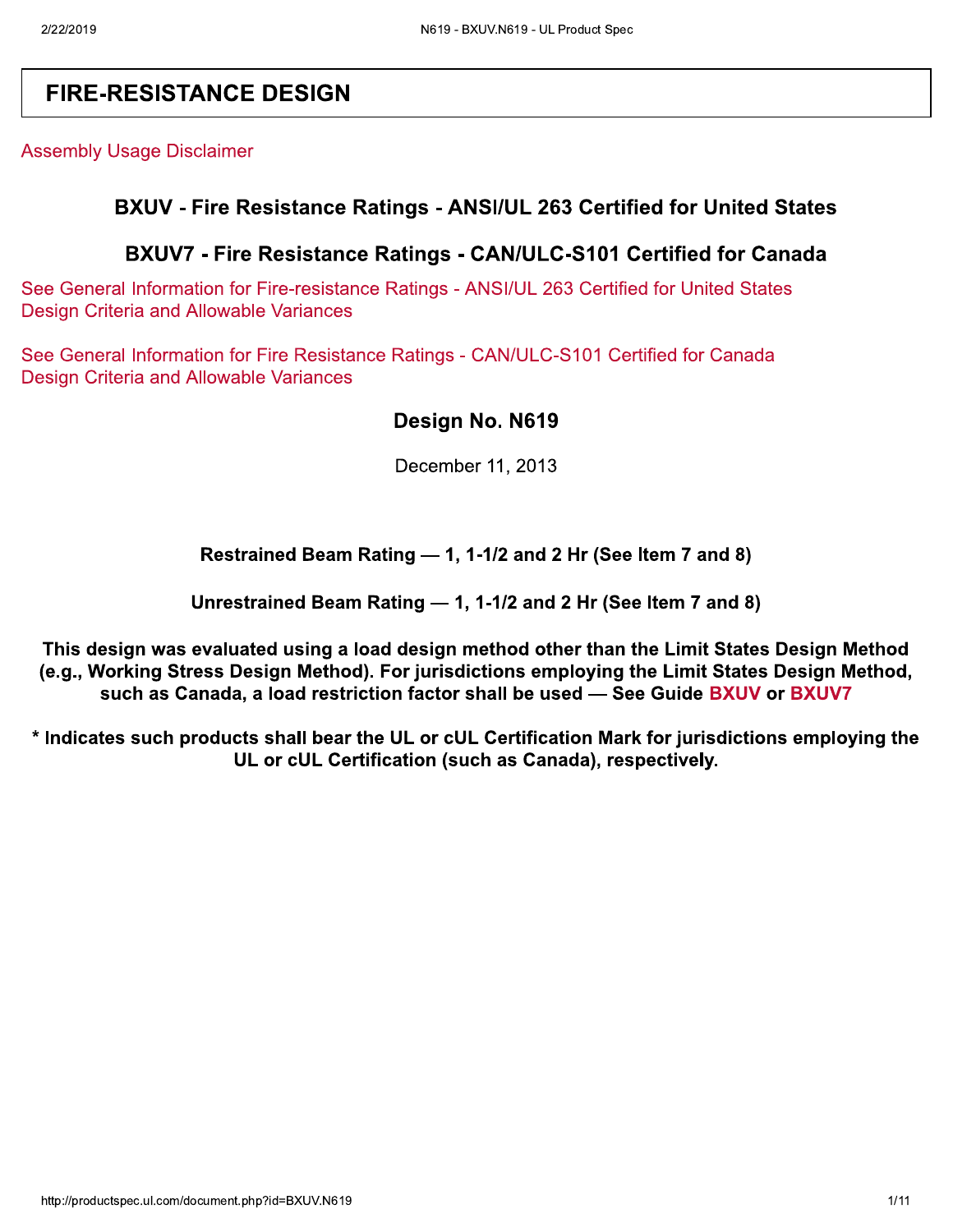# FIRE-RESISTANCE DESIGN

Assembly Usage Disclaimer

## BXUV - Fire Resistance Ratings - ANSI/UL 263 Certified for United States

## BXUV7 - Fire Resistance Ratings - CAN/ULC-S101 Certified for Canada

See General Information for Fire-resistance Ratings - ANSI/UL 263 Certified for United States
Design Criteria and Allowable Variances

See General Information for Fire Resistance Ratings - CAN/ULC-S101 Certified for Canada
Design Criteria and Allowable Variances

## Design No. N619

December 11, 2013

**Restrained Beam Rating — 1, 1-1/2 and 2 Hr (See Item 7 and 8)**

**Unrestrained Beam Rating — 1, 1-1/2 and 2 Hr (See Item 7 and 8)**

**This design was evaluated using a load design method other than the Limit States Design Method (e.g., Working Stress Design Method). For jurisdictions employing the Limit States Design Method, such as Canada, a load restriction factor shall be used — See Guide BXUV or BXUV7**

**\* Indicates such products shall bear the UL or cUL Certification Mark for jurisdictions employing the UL or cUL Certification (such as Canada), respectively.**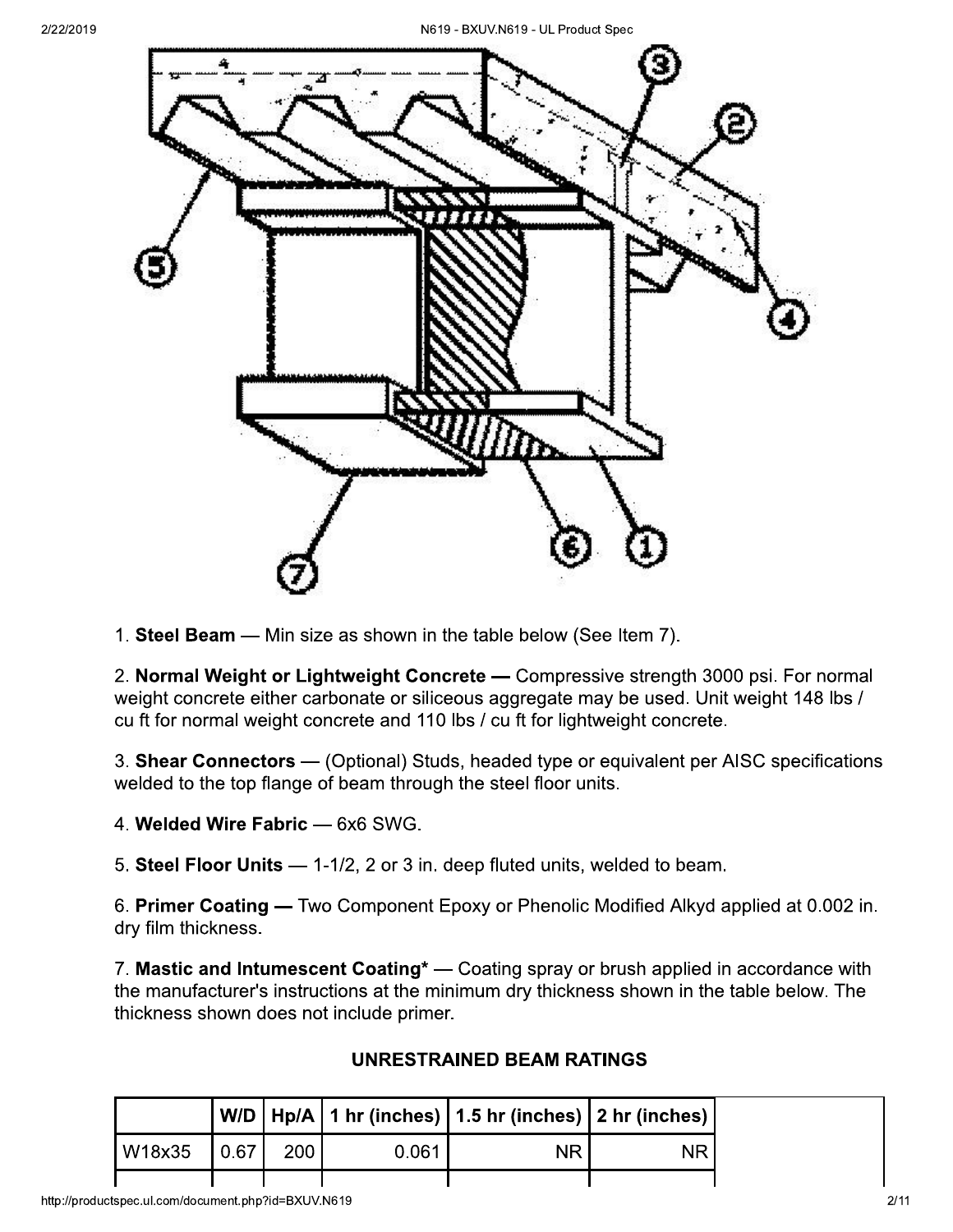1. **Steel Beam** — Min size as shown in the table below (See Item 7).

2. **Normal Weight or Lightweight Concrete —** Compressive strength 3000 psi. For normal weight concrete either carbonate or siliceous aggregate may be used. Unit weight 148 lbs / cu ft for normal weight concrete and 110 lbs / cu ft for lightweight concrete.

3. **Shear Connectors** — (Optional) Studs, headed type or equivalent per AISC specifications welded to the top flange of beam through the steel floor units.

4. **Welded Wire Fabric** — 6x6 SWG.

5. **Steel Floor Units** — 1-1/2, 2 or 3 in. deep fluted units, welded to beam.

6. **Primer Coating —** Two Component Epoxy or Phenolic Modified Alkyd applied at 0.002 in. dry film thickness.

7. **Mastic and Intumescent Coating*** — Coating spray or brush applied in accordance with the manufacturer's instructions at the minimum dry thickness shown in the table below. The thickness shown does not include primer.

### UNRESTRAINED BEAM RATINGS

| | W/D | Hp/A | 1 hr (inches) | 1.5 hr (inches) | 2 hr (inches) |
|---|---|---|---|---|---|
| W18x35 | 0.67 | 200 | 0.061 | NR | NR |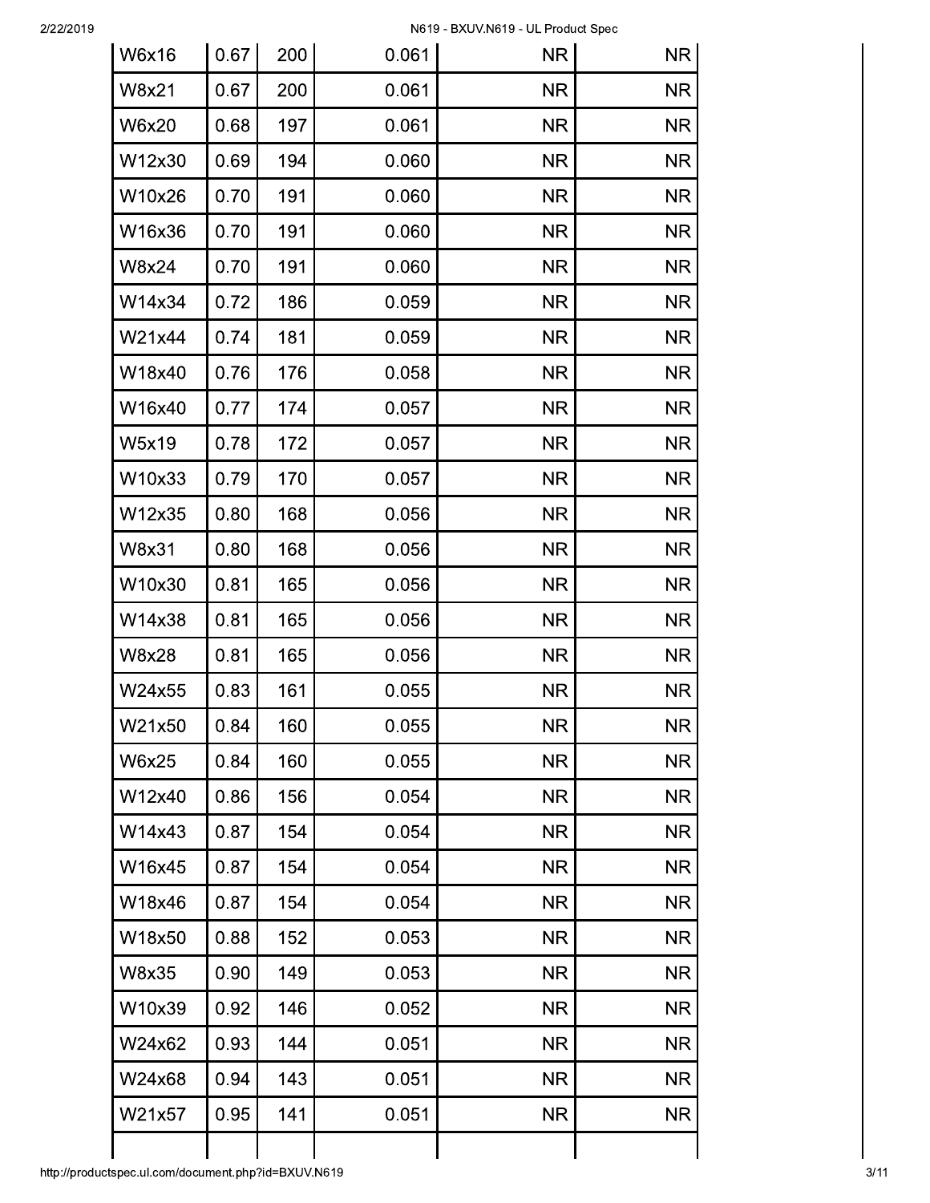| | | | | | |
|---|---|---|---|---|---|
| W6x16 | 0.67 | 200 | 0.061 | NR | NR |
| W8x21 | 0.67 | 200 | 0.061 | NR | NR |
| W6x20 | 0.68 | 197 | 0.061 | NR | NR |
| W12x30 | 0.69 | 194 | 0.060 | NR | NR |
| W10x26 | 0.70 | 191 | 0.060 | NR | NR |
| W16x36 | 0.70 | 191 | 0.060 | NR | NR |
| W8x24 | 0.70 | 191 | 0.060 | NR | NR |
| W14x34 | 0.72 | 186 | 0.059 | NR | NR |
| W21x44 | 0.74 | 181 | 0.059 | NR | NR |
| W18x40 | 0.76 | 176 | 0.058 | NR | NR |
| W16x40 | 0.77 | 174 | 0.057 | NR | NR |
| W5x19 | 0.78 | 172 | 0.057 | NR | NR |
| W10x33 | 0.79 | 170 | 0.057 | NR | NR |
| W12x35 | 0.80 | 168 | 0.056 | NR | NR |
| W8x31 | 0.80 | 168 | 0.056 | NR | NR |
| W10x30 | 0.81 | 165 | 0.056 | NR | NR |
| W14x38 | 0.81 | 165 | 0.056 | NR | NR |
| W8x28 | 0.81 | 165 | 0.056 | NR | NR |
| W24x55 | 0.83 | 161 | 0.055 | NR | NR |
| W21x50 | 0.84 | 160 | 0.055 | NR | NR |
| W6x25 | 0.84 | 160 | 0.055 | NR | NR |
| W12x40 | 0.86 | 156 | 0.054 | NR | NR |
| W14x43 | 0.87 | 154 | 0.054 | NR | NR |
| W16x45 | 0.87 | 154 | 0.054 | NR | NR |
| W18x46 | 0.87 | 154 | 0.054 | NR | NR |
| W18x50 | 0.88 | 152 | 0.053 | NR | NR |
| W8x35 | 0.90 | 149 | 0.053 | NR | NR |
| W10x39 | 0.92 | 146 | 0.052 | NR | NR |
| W24x62 | 0.93 | 144 | 0.051 | NR | NR |
| W24x68 | 0.94 | 143 | 0.051 | NR | NR |
| W21x57 | 0.95 | 141 | 0.051 | NR | NR |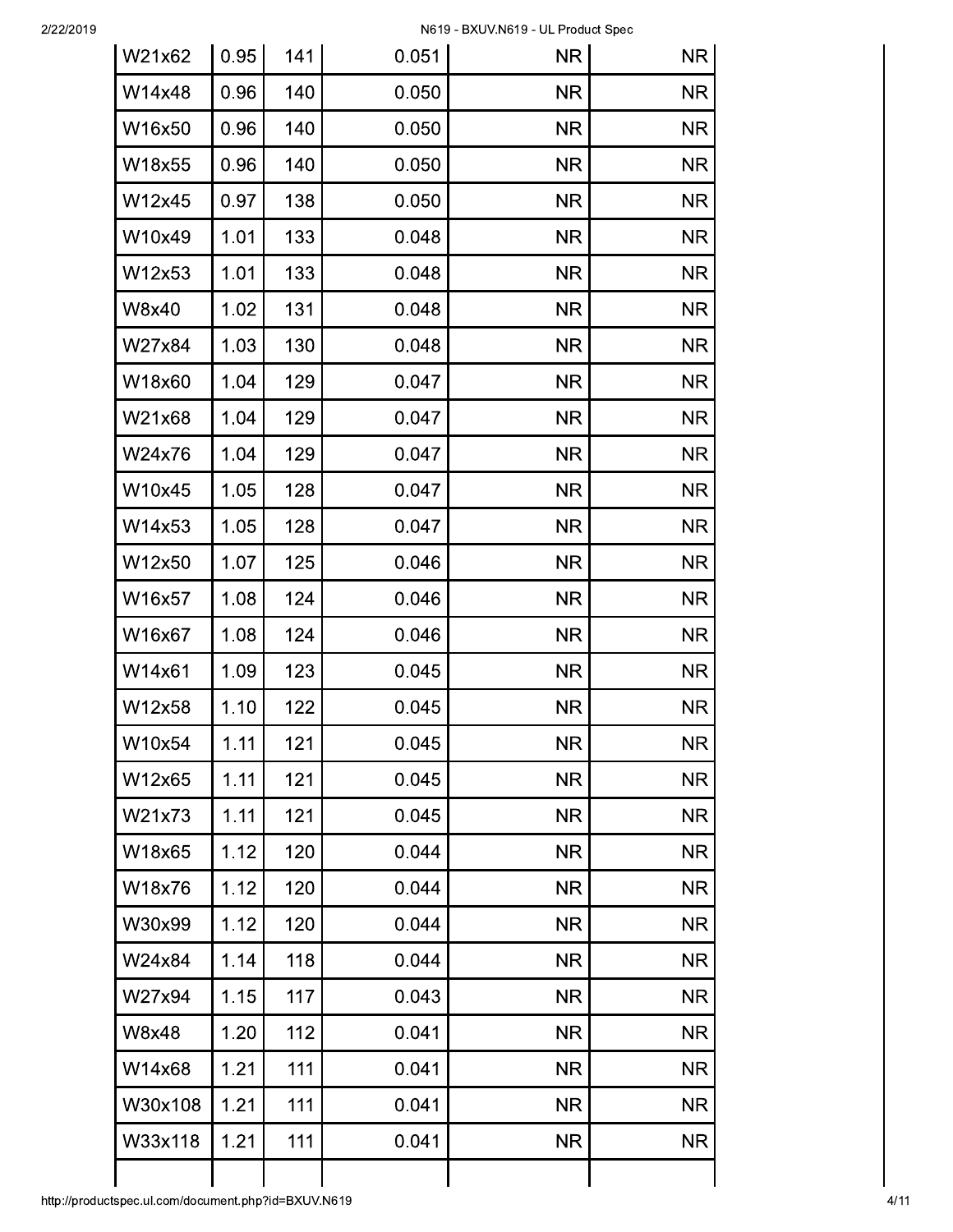| | | | | | |
|---|---|---|---|---|---|
| W21x62 | 0.95 | 141 | 0.051 | NR | NR |
| W14x48 | 0.96 | 140 | 0.050 | NR | NR |
| W16x50 | 0.96 | 140 | 0.050 | NR | NR |
| W18x55 | 0.96 | 140 | 0.050 | NR | NR |
| W12x45 | 0.97 | 138 | 0.050 | NR | NR |
| W10x49 | 1.01 | 133 | 0.048 | NR | NR |
| W12x53 | 1.01 | 133 | 0.048 | NR | NR |
| W8x40 | 1.02 | 131 | 0.048 | NR | NR |
| W27x84 | 1.03 | 130 | 0.048 | NR | NR |
| W18x60 | 1.04 | 129 | 0.047 | NR | NR |
| W21x68 | 1.04 | 129 | 0.047 | NR | NR |
| W24x76 | 1.04 | 129 | 0.047 | NR | NR |
| W10x45 | 1.05 | 128 | 0.047 | NR | NR |
| W14x53 | 1.05 | 128 | 0.047 | NR | NR |
| W12x50 | 1.07 | 125 | 0.046 | NR | NR |
| W16x57 | 1.08 | 124 | 0.046 | NR | NR |
| W16x67 | 1.08 | 124 | 0.046 | NR | NR |
| W14x61 | 1.09 | 123 | 0.045 | NR | NR |
| W12x58 | 1.10 | 122 | 0.045 | NR | NR |
| W10x54 | 1.11 | 121 | 0.045 | NR | NR |
| W12x65 | 1.11 | 121 | 0.045 | NR | NR |
| W21x73 | 1.11 | 121 | 0.045 | NR | NR |
| W18x65 | 1.12 | 120 | 0.044 | NR | NR |
| W18x76 | 1.12 | 120 | 0.044 | NR | NR |
| W30x99 | 1.12 | 120 | 0.044 | NR | NR |
| W24x84 | 1.14 | 118 | 0.044 | NR | NR |
| W27x94 | 1.15 | 117 | 0.043 | NR | NR |
| W8x48 | 1.20 | 112 | 0.041 | NR | NR |
| W14x68 | 1.21 | 111 | 0.041 | NR | NR |
| W30x108 | 1.21 | 111 | 0.041 | NR | NR |
| W33x118 | 1.21 | 111 | 0.041 | NR | NR |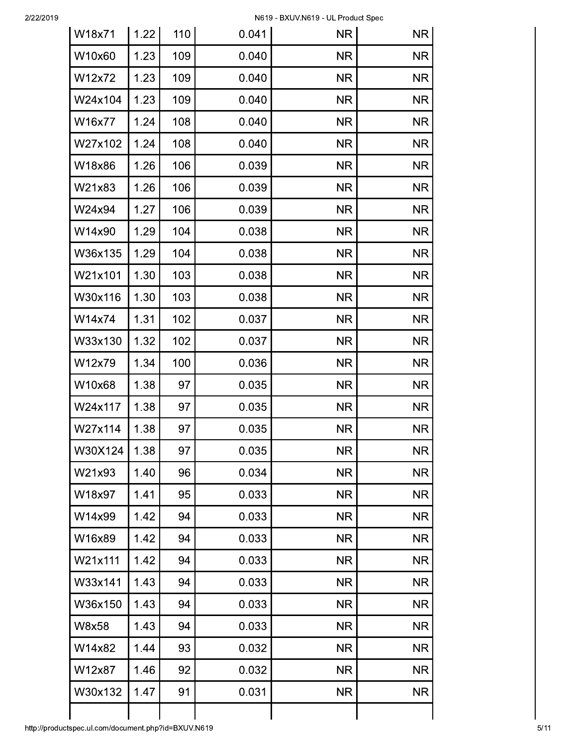| | | | | | |
|---|---|---|---|---|---|
| W18x71 | 1.22 | 110 | 0.041 | NR | NR |
| W10x60 | 1.23 | 109 | 0.040 | NR | NR |
| W12x72 | 1.23 | 109 | 0.040 | NR | NR |
| W24x104 | 1.23 | 109 | 0.040 | NR | NR |
| W16x77 | 1.24 | 108 | 0.040 | NR | NR |
| W27x102 | 1.24 | 108 | 0.040 | NR | NR |
| W18x86 | 1.26 | 106 | 0.039 | NR | NR |
| W21x83 | 1.26 | 106 | 0.039 | NR | NR |
| W24x94 | 1.27 | 106 | 0.039 | NR | NR |
| W14x90 | 1.29 | 104 | 0.038 | NR | NR |
| W36x135 | 1.29 | 104 | 0.038 | NR | NR |
| W21x101 | 1.30 | 103 | 0.038 | NR | NR |
| W30x116 | 1.30 | 103 | 0.038 | NR | NR |
| W14x74 | 1.31 | 102 | 0.037 | NR | NR |
| W33x130 | 1.32 | 102 | 0.037 | NR | NR |
| W12x79 | 1.34 | 100 | 0.036 | NR | NR |
| W10x68 | 1.38 | 97 | 0.035 | NR | NR |
| W24x117 | 1.38 | 97 | 0.035 | NR | NR |
| W27x114 | 1.38 | 97 | 0.035 | NR | NR |
| W30X124 | 1.38 | 97 | 0.035 | NR | NR |
| W21x93 | 1.40 | 96 | 0.034 | NR | NR |
| W18x97 | 1.41 | 95 | 0.033 | NR | NR |
| W14x99 | 1.42 | 94 | 0.033 | NR | NR |
| W16x89 | 1.42 | 94 | 0.033 | NR | NR |
| W21x111 | 1.42 | 94 | 0.033 | NR | NR |
| W33x141 | 1.43 | 94 | 0.033 | NR | NR |
| W36x150 | 1.43 | 94 | 0.033 | NR | NR |
| W8x58 | 1.43 | 94 | 0.033 | NR | NR |
| W14x82 | 1.44 | 93 | 0.032 | NR | NR |
| W12x87 | 1.46 | 92 | 0.032 | NR | NR |
| W30x132 | 1.47 | 91 | 0.031 | NR | NR |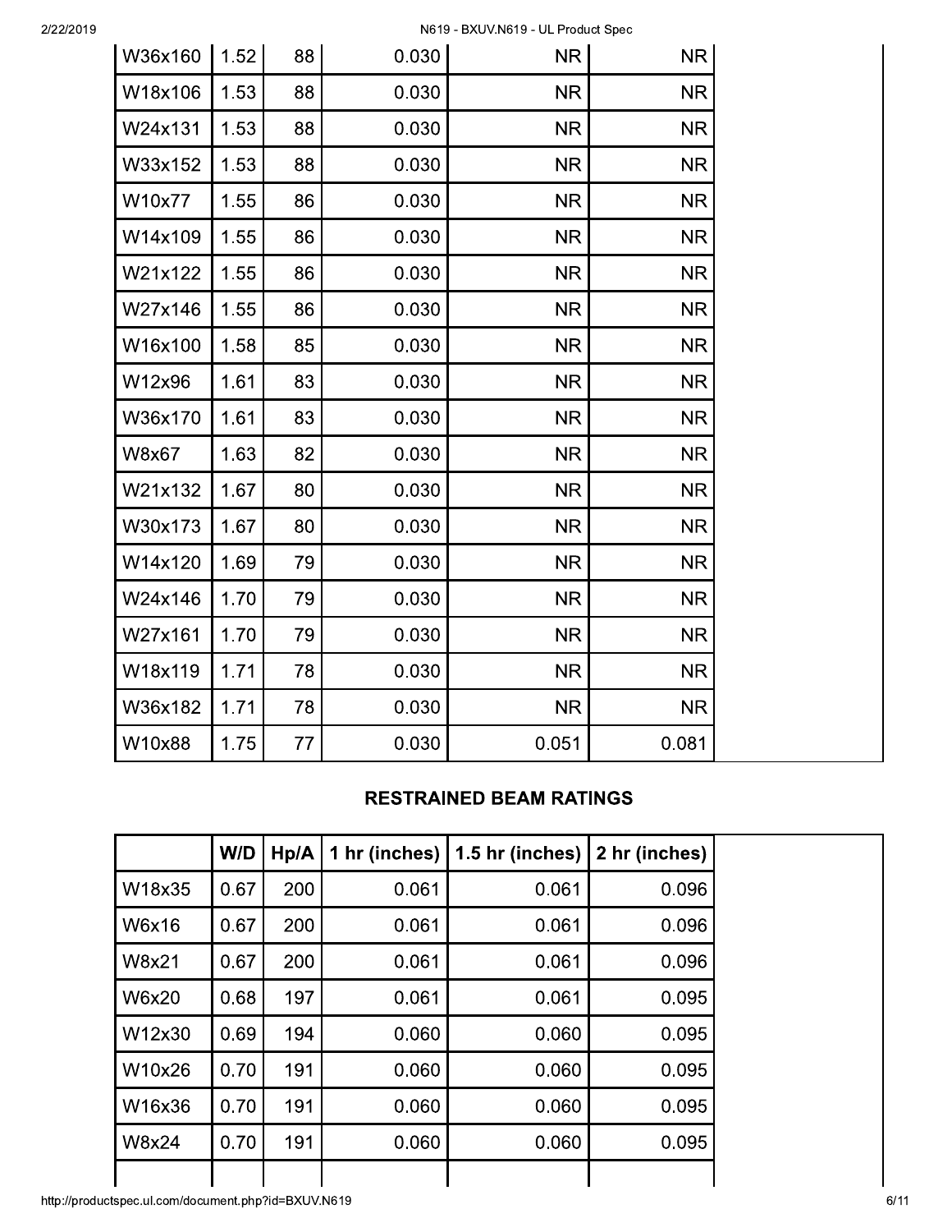| | | | | | | |
|---|---|---|---|---|---|---|
| W36x160 | 1.52 | 88 | 0.030 | NR | NR | |
| W18x106 | 1.53 | 88 | 0.030 | NR | NR | |
| W24x131 | 1.53 | 88 | 0.030 | NR | NR | |
| W33x152 | 1.53 | 88 | 0.030 | NR | NR | |
| W10x77 | 1.55 | 86 | 0.030 | NR | NR | |
| W14x109 | 1.55 | 86 | 0.030 | NR | NR | |
| W21x122 | 1.55 | 86 | 0.030 | NR | NR | |
| W27x146 | 1.55 | 86 | 0.030 | NR | NR | |
| W16x100 | 1.58 | 85 | 0.030 | NR | NR | |
| W12x96 | 1.61 | 83 | 0.030 | NR | NR | |
| W36x170 | 1.61 | 83 | 0.030 | NR | NR | |
| W8x67 | 1.63 | 82 | 0.030 | NR | NR | |
| W21x132 | 1.67 | 80 | 0.030 | NR | NR | |
| W30x173 | 1.67 | 80 | 0.030 | NR | NR | |
| W14x120 | 1.69 | 79 | 0.030 | NR | NR | |
| W24x146 | 1.70 | 79 | 0.030 | NR | NR | |
| W27x161 | 1.70 | 79 | 0.030 | NR | NR | |
| W18x119 | 1.71 | 78 | 0.030 | NR | NR | |
| W36x182 | 1.71 | 78 | 0.030 | NR | NR | |
| W10x88 | 1.75 | 77 | 0.030 | 0.051 | 0.081 | |

### RESTRAINED BEAM RATINGS

| | W/D | Hp/A | 1 hr (inches) | 1.5 hr (inches) | 2 hr (inches) | |
|---|---|---|---|---|---|---|
| W18x35 | 0.67 | 200 | 0.061 | 0.061 | 0.096 | |
| W6x16 | 0.67 | 200 | 0.061 | 0.061 | 0.096 | |
| W8x21 | 0.67 | 200 | 0.061 | 0.061 | 0.096 | |
| W6x20 | 0.68 | 197 | 0.061 | 0.061 | 0.095 | |
| W12x30 | 0.69 | 194 | 0.060 | 0.060 | 0.095 | |
| W10x26 | 0.70 | 191 | 0.060 | 0.060 | 0.095 | |
| W16x36 | 0.70 | 191 | 0.060 | 0.060 | 0.095 | |
| W8x24 | 0.70 | 191 | 0.060 | 0.060 | 0.095 | |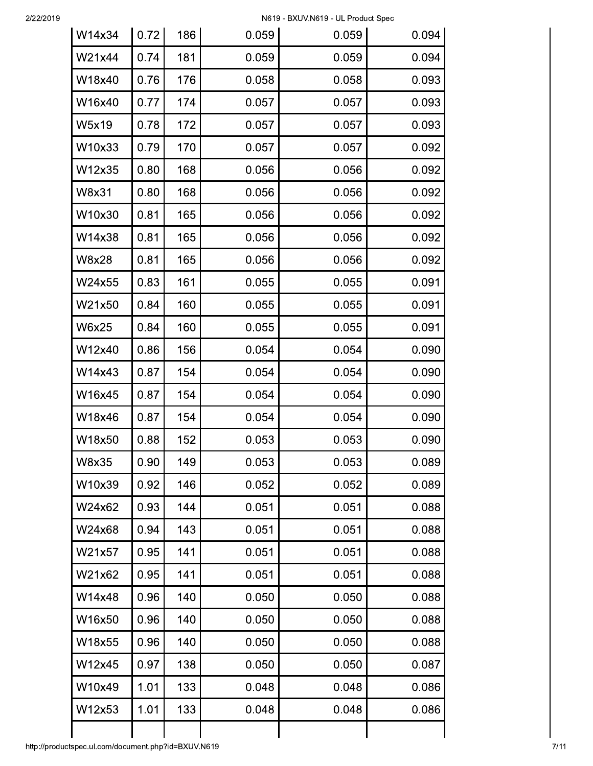| | | | | | |
|---|---|---|---|---|---|
| W14x34 | 0.72 | 186 | 0.059 | 0.059 | 0.094 |
| W21x44 | 0.74 | 181 | 0.059 | 0.059 | 0.094 |
| W18x40 | 0.76 | 176 | 0.058 | 0.058 | 0.093 |
| W16x40 | 0.77 | 174 | 0.057 | 0.057 | 0.093 |
| W5x19 | 0.78 | 172 | 0.057 | 0.057 | 0.093 |
| W10x33 | 0.79 | 170 | 0.057 | 0.057 | 0.092 |
| W12x35 | 0.80 | 168 | 0.056 | 0.056 | 0.092 |
| W8x31 | 0.80 | 168 | 0.056 | 0.056 | 0.092 |
| W10x30 | 0.81 | 165 | 0.056 | 0.056 | 0.092 |
| W14x38 | 0.81 | 165 | 0.056 | 0.056 | 0.092 |
| W8x28 | 0.81 | 165 | 0.056 | 0.056 | 0.092 |
| W24x55 | 0.83 | 161 | 0.055 | 0.055 | 0.091 |
| W21x50 | 0.84 | 160 | 0.055 | 0.055 | 0.091 |
| W6x25 | 0.84 | 160 | 0.055 | 0.055 | 0.091 |
| W12x40 | 0.86 | 156 | 0.054 | 0.054 | 0.090 |
| W14x43 | 0.87 | 154 | 0.054 | 0.054 | 0.090 |
| W16x45 | 0.87 | 154 | 0.054 | 0.054 | 0.090 |
| W18x46 | 0.87 | 154 | 0.054 | 0.054 | 0.090 |
| W18x50 | 0.88 | 152 | 0.053 | 0.053 | 0.090 |
| W8x35 | 0.90 | 149 | 0.053 | 0.053 | 0.089 |
| W10x39 | 0.92 | 146 | 0.052 | 0.052 | 0.089 |
| W24x62 | 0.93 | 144 | 0.051 | 0.051 | 0.088 |
| W24x68 | 0.94 | 143 | 0.051 | 0.051 | 0.088 |
| W21x57 | 0.95 | 141 | 0.051 | 0.051 | 0.088 |
| W21x62 | 0.95 | 141 | 0.051 | 0.051 | 0.088 |
| W14x48 | 0.96 | 140 | 0.050 | 0.050 | 0.088 |
| W16x50 | 0.96 | 140 | 0.050 | 0.050 | 0.088 |
| W18x55 | 0.96 | 140 | 0.050 | 0.050 | 0.088 |
| W12x45 | 0.97 | 138 | 0.050 | 0.050 | 0.087 |
| W10x49 | 1.01 | 133 | 0.048 | 0.048 | 0.086 |
| W12x53 | 1.01 | 133 | 0.048 | 0.048 | 0.086 |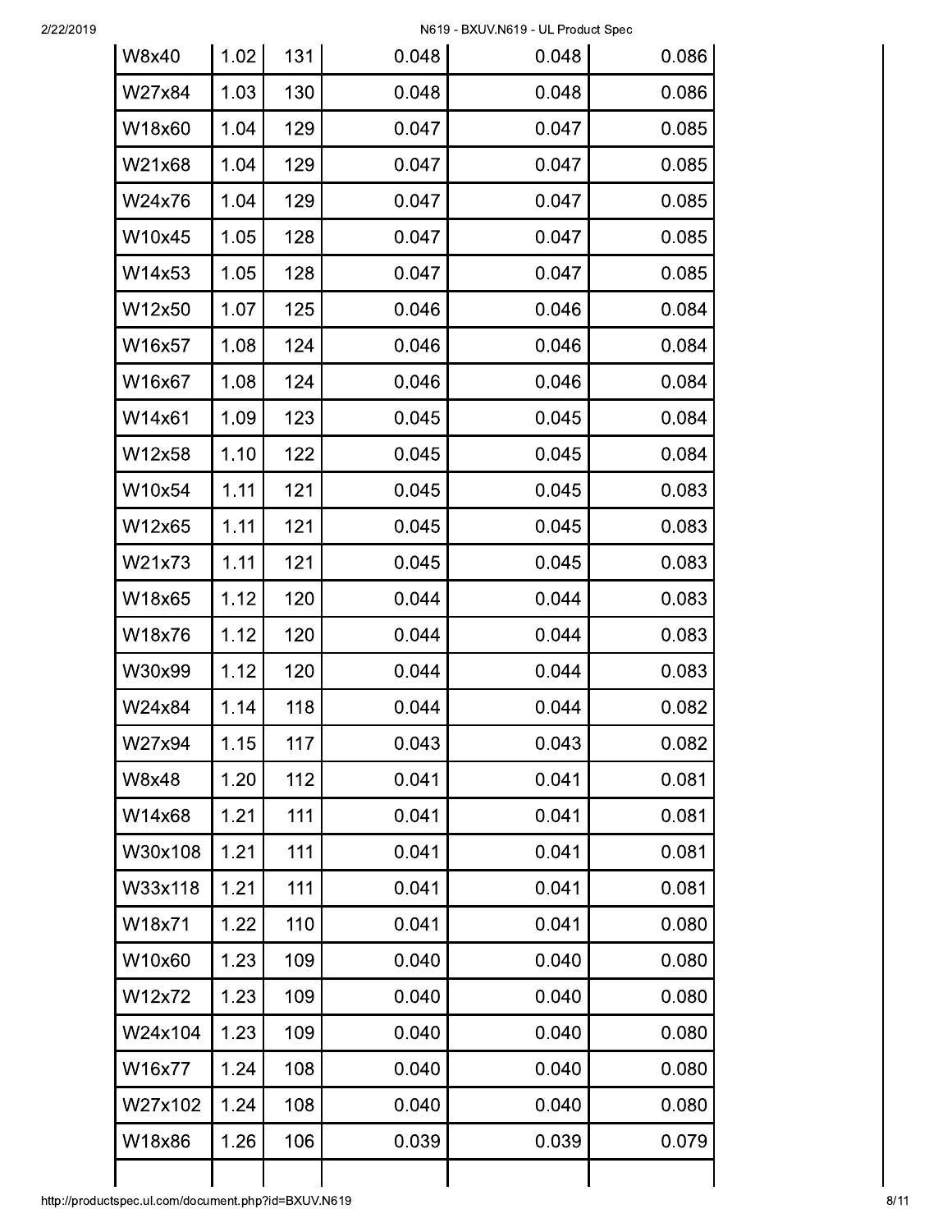| | | | | | |
|---|---|---|---|---|---|
| W8x40 | 1.02 | 131 | 0.048 | 0.048 | 0.086 |
| W27x84 | 1.03 | 130 | 0.048 | 0.048 | 0.086 |
| W18x60 | 1.04 | 129 | 0.047 | 0.047 | 0.085 |
| W21x68 | 1.04 | 129 | 0.047 | 0.047 | 0.085 |
| W24x76 | 1.04 | 129 | 0.047 | 0.047 | 0.085 |
| W10x45 | 1.05 | 128 | 0.047 | 0.047 | 0.085 |
| W14x53 | 1.05 | 128 | 0.047 | 0.047 | 0.085 |
| W12x50 | 1.07 | 125 | 0.046 | 0.046 | 0.084 |
| W16x57 | 1.08 | 124 | 0.046 | 0.046 | 0.084 |
| W16x67 | 1.08 | 124 | 0.046 | 0.046 | 0.084 |
| W14x61 | 1.09 | 123 | 0.045 | 0.045 | 0.084 |
| W12x58 | 1.10 | 122 | 0.045 | 0.045 | 0.084 |
| W10x54 | 1.11 | 121 | 0.045 | 0.045 | 0.083 |
| W12x65 | 1.11 | 121 | 0.045 | 0.045 | 0.083 |
| W21x73 | 1.11 | 121 | 0.045 | 0.045 | 0.083 |
| W18x65 | 1.12 | 120 | 0.044 | 0.044 | 0.083 |
| W18x76 | 1.12 | 120 | 0.044 | 0.044 | 0.083 |
| W30x99 | 1.12 | 120 | 0.044 | 0.044 | 0.083 |
| W24x84 | 1.14 | 118 | 0.044 | 0.044 | 0.082 |
| W27x94 | 1.15 | 117 | 0.043 | 0.043 | 0.082 |
| W8x48 | 1.20 | 112 | 0.041 | 0.041 | 0.081 |
| W14x68 | 1.21 | 111 | 0.041 | 0.041 | 0.081 |
| W30x108 | 1.21 | 111 | 0.041 | 0.041 | 0.081 |
| W33x118 | 1.21 | 111 | 0.041 | 0.041 | 0.081 |
| W18x71 | 1.22 | 110 | 0.041 | 0.041 | 0.080 |
| W10x60 | 1.23 | 109 | 0.040 | 0.040 | 0.080 |
| W12x72 | 1.23 | 109 | 0.040 | 0.040 | 0.080 |
| W24x104 | 1.23 | 109 | 0.040 | 0.040 | 0.080 |
| W16x77 | 1.24 | 108 | 0.040 | 0.040 | 0.080 |
| W27x102 | 1.24 | 108 | 0.040 | 0.040 | 0.080 |
| W18x86 | 1.26 | 106 | 0.039 | 0.039 | 0.079 |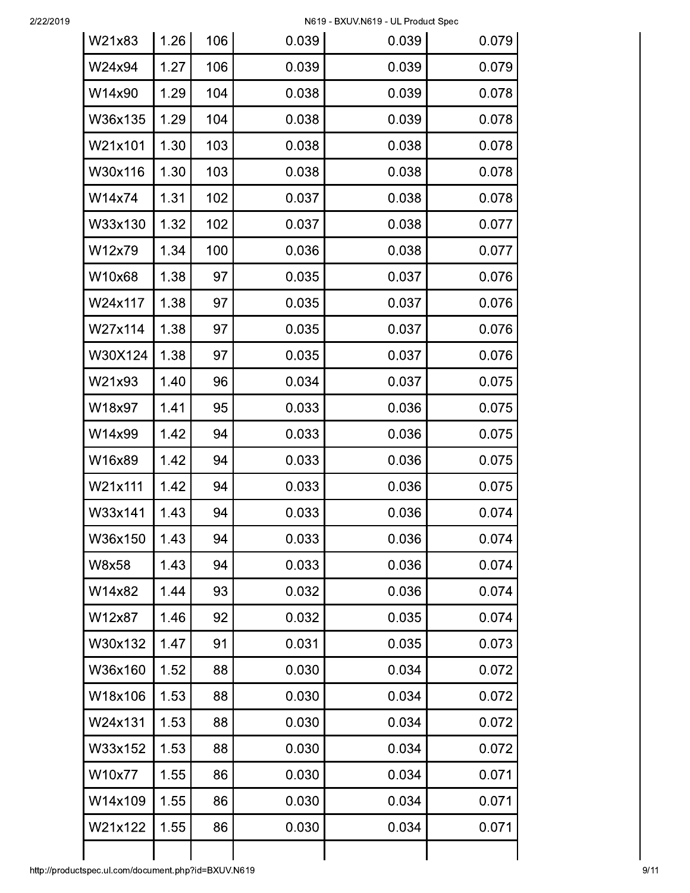| | | | | | |
|---|---|---|---|---|---|
| W21x83 | 1.26 | 106 | 0.039 | 0.039 | 0.079 |
| W24x94 | 1.27 | 106 | 0.039 | 0.039 | 0.079 |
| W14x90 | 1.29 | 104 | 0.038 | 0.039 | 0.078 |
| W36x135 | 1.29 | 104 | 0.038 | 0.039 | 0.078 |
| W21x101 | 1.30 | 103 | 0.038 | 0.038 | 0.078 |
| W30x116 | 1.30 | 103 | 0.038 | 0.038 | 0.078 |
| W14x74 | 1.31 | 102 | 0.037 | 0.038 | 0.078 |
| W33x130 | 1.32 | 102 | 0.037 | 0.038 | 0.077 |
| W12x79 | 1.34 | 100 | 0.036 | 0.038 | 0.077 |
| W10x68 | 1.38 | 97 | 0.035 | 0.037 | 0.076 |
| W24x117 | 1.38 | 97 | 0.035 | 0.037 | 0.076 |
| W27x114 | 1.38 | 97 | 0.035 | 0.037 | 0.076 |
| W30X124 | 1.38 | 97 | 0.035 | 0.037 | 0.076 |
| W21x93 | 1.40 | 96 | 0.034 | 0.037 | 0.075 |
| W18x97 | 1.41 | 95 | 0.033 | 0.036 | 0.075 |
| W14x99 | 1.42 | 94 | 0.033 | 0.036 | 0.075 |
| W16x89 | 1.42 | 94 | 0.033 | 0.036 | 0.075 |
| W21x111 | 1.42 | 94 | 0.033 | 0.036 | 0.075 |
| W33x141 | 1.43 | 94 | 0.033 | 0.036 | 0.074 |
| W36x150 | 1.43 | 94 | 0.033 | 0.036 | 0.074 |
| W8x58 | 1.43 | 94 | 0.033 | 0.036 | 0.074 |
| W14x82 | 1.44 | 93 | 0.032 | 0.036 | 0.074 |
| W12x87 | 1.46 | 92 | 0.032 | 0.035 | 0.074 |
| W30x132 | 1.47 | 91 | 0.031 | 0.035 | 0.073 |
| W36x160 | 1.52 | 88 | 0.030 | 0.034 | 0.072 |
| W18x106 | 1.53 | 88 | 0.030 | 0.034 | 0.072 |
| W24x131 | 1.53 | 88 | 0.030 | 0.034 | 0.072 |
| W33x152 | 1.53 | 88 | 0.030 | 0.034 | 0.072 |
| W10x77 | 1.55 | 86 | 0.030 | 0.034 | 0.071 |
| W14x109 | 1.55 | 86 | 0.030 | 0.034 | 0.071 |
| W21x122 | 1.55 | 86 | 0.030 | 0.034 | 0.071 |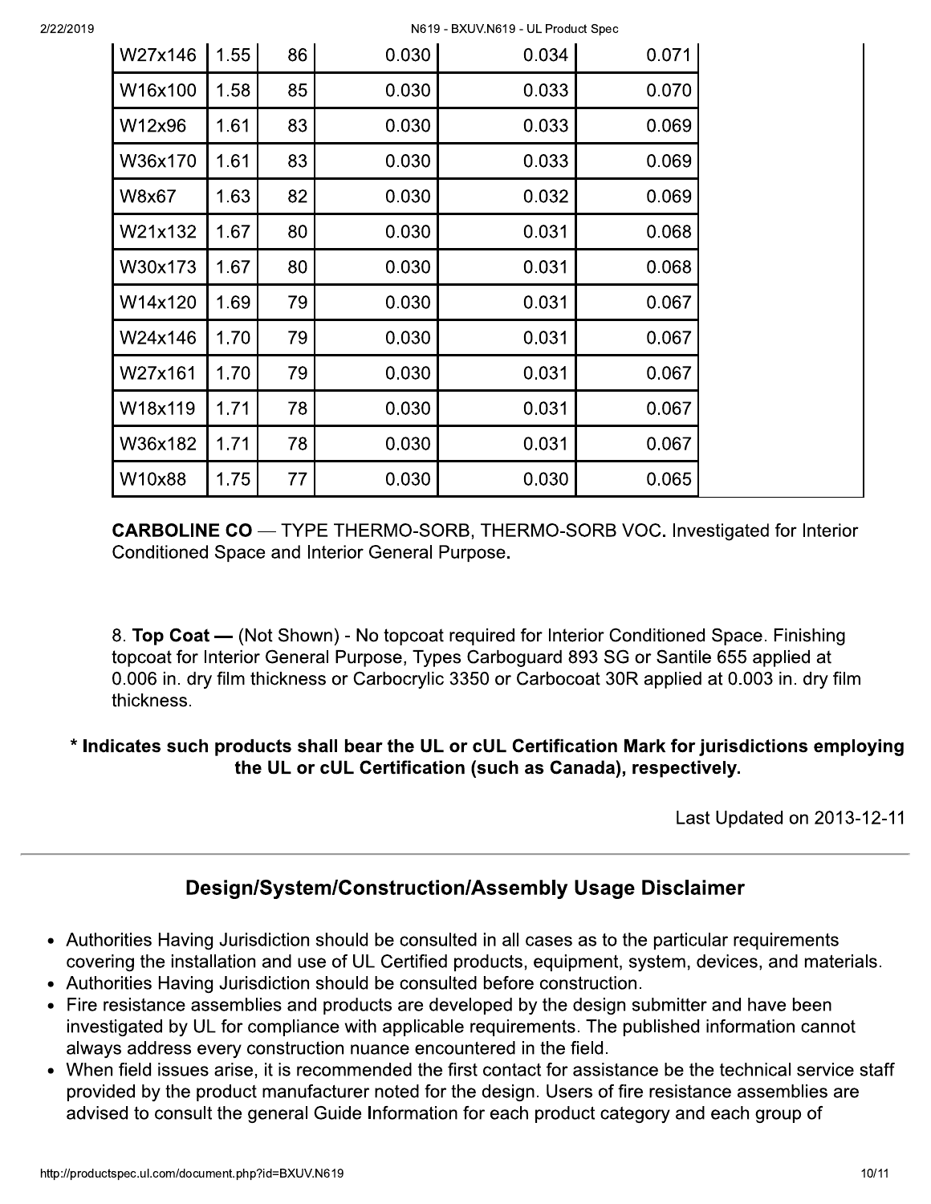| | | | | | | |
|---|---|---|---|---|---|---|
| W27x146 | 1.55 | 86 | 0.030 | 0.034 | 0.071 | |
| W16x100 | 1.58 | 85 | 0.030 | 0.033 | 0.070 | |
| W12x96 | 1.61 | 83 | 0.030 | 0.033 | 0.069 | |
| W36x170 | 1.61 | 83 | 0.030 | 0.033 | 0.069 | |
| W8x67 | 1.63 | 82 | 0.030 | 0.032 | 0.069 | |
| W21x132 | 1.67 | 80 | 0.030 | 0.031 | 0.068 | |
| W30x173 | 1.67 | 80 | 0.030 | 0.031 | 0.068 | |
| W14x120 | 1.69 | 79 | 0.030 | 0.031 | 0.067 | |
| W24x146 | 1.70 | 79 | 0.030 | 0.031 | 0.067 | |
| W27x161 | 1.70 | 79 | 0.030 | 0.031 | 0.067 | |
| W18x119 | 1.71 | 78 | 0.030 | 0.031 | 0.067 | |
| W36x182 | 1.71 | 78 | 0.030 | 0.031 | 0.067 | |
| W10x88 | 1.75 | 77 | 0.030 | 0.030 | 0.065 | |

**CARBOLINE CO** — TYPE THERMO-SORB, THERMO-SORB VOC**.** Investigated for Interior Conditioned Space and Interior General Purpose**.**

8. **Top Coat —** (Not Shown) - No topcoat required for Interior Conditioned Space. Finishing topcoat for Interior General Purpose, Types Carboguard 893 SG or Santile 655 applied at 0.006 in. dry film thickness or Carbocrylic 3350 or Carbocoat 30R applied at 0.003 in. dry film thickness.

**\* Indicates such products shall bear the UL or cUL Certification Mark for jurisdictions employing the UL or cUL Certification (such as Canada), respectively.**

Last Updated on 2013-12-11

## Design/System/Construction/Assembly Usage Disclaimer

- Authorities Having Jurisdiction should be consulted in all cases as to the particular requirements covering the installation and use of UL Certified products, equipment, system, devices, and materials.
- Authorities Having Jurisdiction should be consulted before construction.
- Fire resistance assemblies and products are developed by the design submitter and have been investigated by UL for compliance with applicable requirements. The published information cannot always address every construction nuance encountered in the field.
- When field issues arise, it is recommended the first contact for assistance be the technical service staff provided by the product manufacturer noted for the design. Users of fire resistance assemblies are advised to consult the general Guide Information for each product category and each group of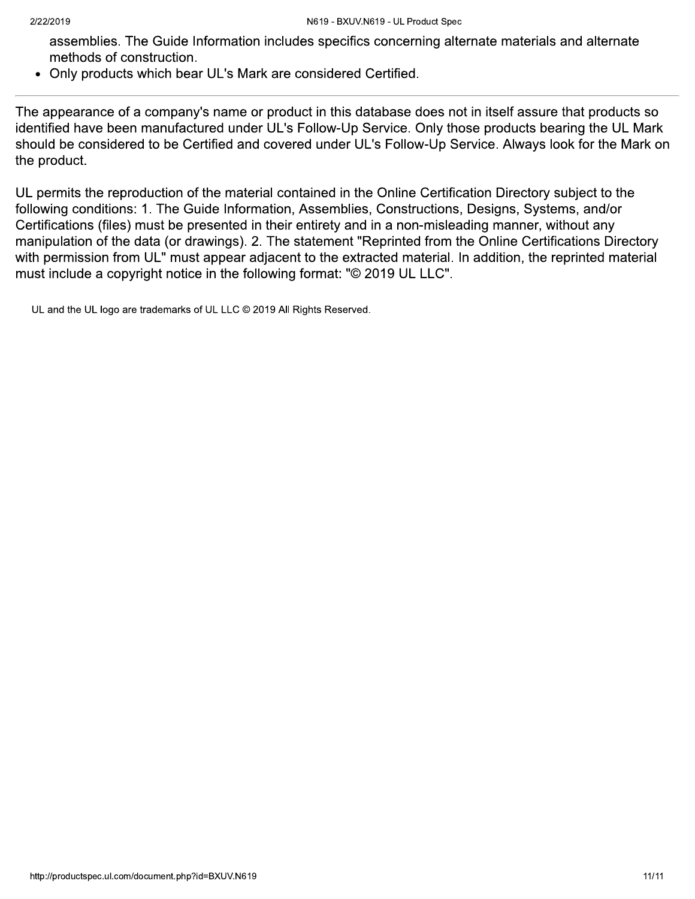assemblies. The Guide Information includes specifics concerning alternate materials and alternate methods of construction.

- Only products which bear UL's Mark are considered Certified.

---

The appearance of a company's name or product in this database does not in itself assure that products so identified have been manufactured under UL's Follow-Up Service. Only those products bearing the UL Mark should be considered to be Certified and covered under UL's Follow-Up Service. Always look for the Mark on the product.

UL permits the reproduction of the material contained in the Online Certification Directory subject to the following conditions: 1. The Guide Information, Assemblies, Constructions, Designs, Systems, and/or Certifications (files) must be presented in their entirety and in a non-misleading manner, without any manipulation of the data (or drawings). 2. The statement "Reprinted from the Online Certifications Directory with permission from UL" must appear adjacent to the extracted material. In addition, the reprinted material must include a copyright notice in the following format: "© 2019 UL LLC".

UL and the UL logo are trademarks of UL LLC © 2019 All Rights Reserved.